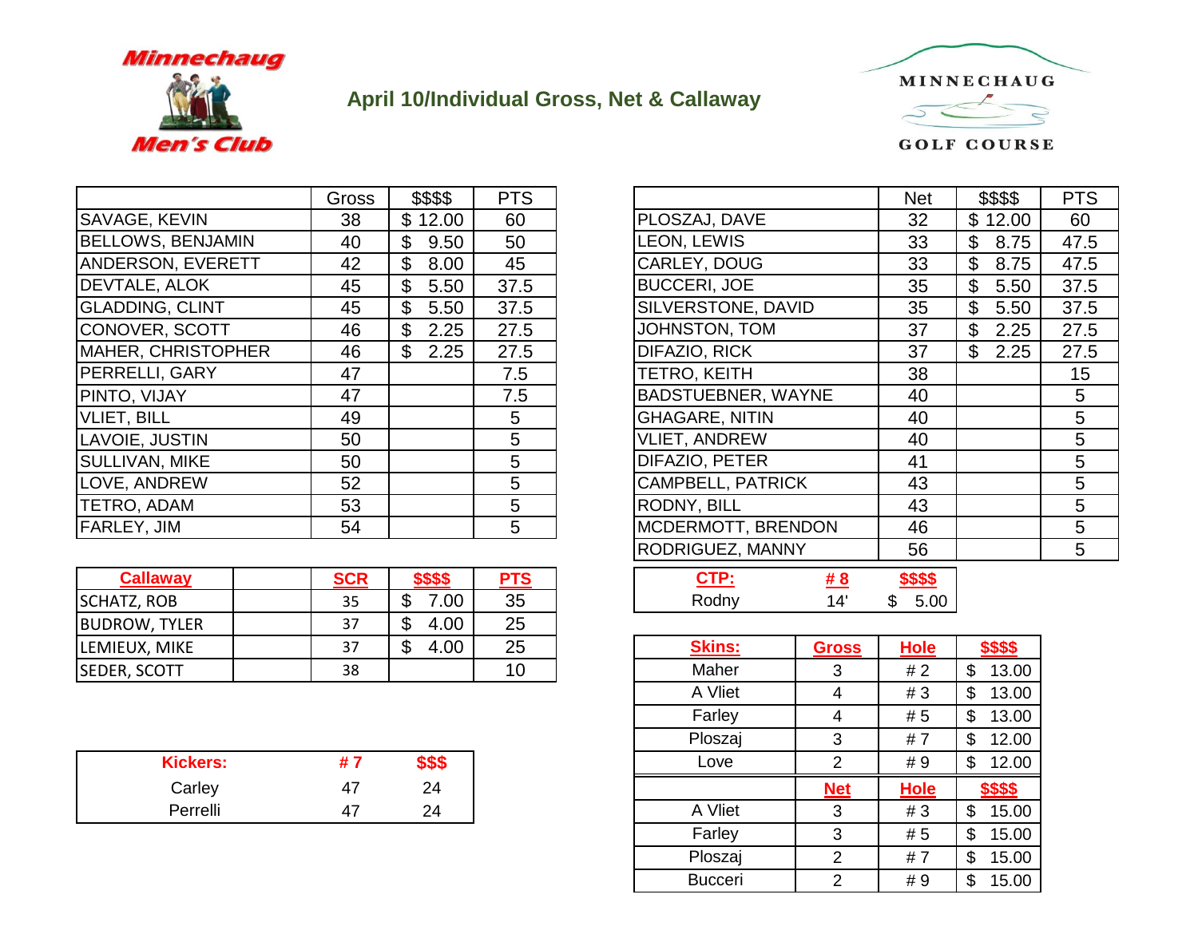Minnechaug Men's Club

# April 10/Individual Gross, Net & Callaway

MINNECHAUG GOLF COURSE

| | Gross | $$$$ | PTS |
|---|---|---|---|
| SAVAGE, KEVIN | 38 | $ 12.00 | 60 |
| BELLOWS, BENJAMIN | 40 | $ 9.50 | 50 |
| ANDERSON, EVERETT | 42 | $ 8.00 | 45 |
| DEVTALE, ALOK | 45 | $ 5.50 | 37.5 |
| GLADDING, CLINT | 45 | $ 5.50 | 37.5 |
| CONOVER, SCOTT | 46 | $ 2.25 | 27.5 |
| MAHER, CHRISTOPHER | 46 | $ 2.25 | 27.5 |
| PERRELLI, GARY | 47 | | 7.5 |
| PINTO, VIJAY | 47 | | 7.5 |
| VLIET, BILL | 49 | | 5 |
| LAVOIE, JUSTIN | 50 | | 5 |
| SULLIVAN, MIKE | 50 | | 5 |
| LOVE, ANDREW | 52 | | 5 |
| TETRO, ADAM | 53 | | 5 |
| FARLEY, JIM | 54 | | 5 |

| | Net | $$$$ | PTS |
|---|---|---|---|
| PLOSZAJ, DAVE | 32 | $ 12.00 | 60 |
| LEON, LEWIS | 33 | $ 8.75 | 47.5 |
| CARLEY, DOUG | 33 | $ 8.75 | 47.5 |
| BUCCERI, JOE | 35 | $ 5.50 | 37.5 |
| SILVERSTONE, DAVID | 35 | $ 5.50 | 37.5 |
| JOHNSTON, TOM | 37 | $ 2.25 | 27.5 |
| DIFAZIO, RICK | 37 | $ 2.25 | 27.5 |
| TETRO, KEITH | 38 | | 15 |
| BADSTUEBNER, WAYNE | 40 | | 5 |
| GHAGARE, NITIN | 40 | | 5 |
| VLIET, ANDREW | 40 | | 5 |
| DIFAZIO, PETER | 41 | | 5 |
| CAMPBELL, PATRICK | 43 | | 5 |
| RODNY, BILL | 43 | | 5 |
| MCDERMOTT, BRENDON | 46 | | 5 |
| RODRIGUEZ, MANNY | 56 | | 5 |

| Callaway | | SCR | $$$$ | PTS |
|---|---|---|---|---|
| SCHATZ, ROB | | 35 | $ 7.00 | 35 |
| BUDROW, TYLER | | 37 | $ 4.00 | 25 |
| LEMIEUX, MIKE | | 37 | $ 4.00 | 25 |
| SEDER, SCOTT | | 38 | | 10 |

| CTP: | # 8 | $$$$ |
|---|---|---|
| Rodny | 14' | $ 5.00 |

| Kickers: | # 7 | $$$ |
|---|---|---|
| Carley | 47 | 24 |
| Perrelli | 47 | 24 |

| Skins: | Gross | Hole | $$$$ |
|---|---|---|---|
| Maher | 3 | # 2 | $ 13.00 |
| A Vliet | 4 | # 3 | $ 13.00 |
| Farley | 4 | # 5 | $ 13.00 |
| Ploszaj | 3 | # 7 | $ 12.00 |
| Love | 2 | # 9 | $ 12.00 |
| | **Net** | **Hole** | **$$$$** |
| A Vliet | 3 | # 3 | $ 15.00 |
| Farley | 3 | # 5 | $ 15.00 |
| Ploszaj | 2 | # 7 | $ 15.00 |
| Bucceri | 2 | # 9 | $ 15.00 |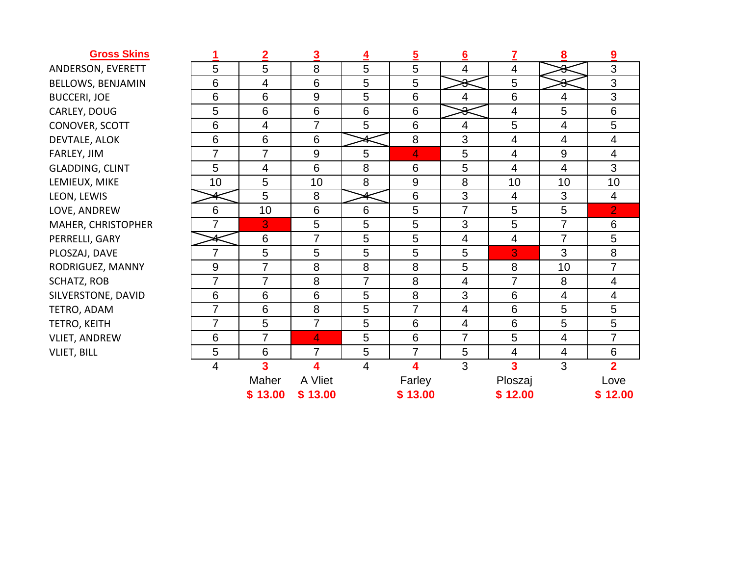| Gross Skins | 1 | 2 | 3 | 4 | 5 | 6 | 7 | 8 | 9 |
|---|---|---|---|---|---|---|---|---|---|
| ANDERSON, EVERETT | 5 | 5 | 8 | 5 | 5 | 4 | 4 | ~~3~~ | 3 |
| BELLOWS, BENJAMIN | 6 | 4 | 6 | 5 | 5 | ~~3~~ | 5 | ~~3~~ | 3 |
| BUCCERI, JOE | 6 | 6 | 9 | 5 | 6 | 4 | 6 | 4 | 3 |
| CARLEY, DOUG | 5 | 6 | 6 | 6 | 6 | ~~3~~ | 4 | 5 | 6 |
| CONOVER, SCOTT | 6 | 4 | 7 | 5 | 6 | 4 | 5 | 4 | 5 |
| DEVTALE, ALOK | 6 | 6 | 6 | ~~4~~ | 8 | 3 | 4 | 4 | 4 |
| FARLEY, JIM | 7 | 7 | 9 | 5 | 4 | 5 | 4 | 9 | 4 |
| GLADDING, CLINT | 5 | 4 | 6 | 8 | 6 | 5 | 4 | 4 | 3 |
| LEMIEUX, MIKE | 10 | 5 | 10 | 8 | 9 | 8 | 10 | 10 | 10 |
| LEON, LEWIS | ~~4~~ | 5 | 8 | ~~4~~ | 6 | 3 | 4 | 3 | 4 |
| LOVE, ANDREW | 6 | 10 | 6 | 6 | 5 | 7 | 5 | 5 | 2 |
| MAHER, CHRISTOPHER | 7 | 3 | 5 | 5 | 5 | 3 | 5 | 7 | 6 |
| PERRELLI, GARY | ~~4~~ | 6 | 7 | 5 | 5 | 4 | 4 | 7 | 5 |
| PLOSZAJ, DAVE | 7 | 5 | 5 | 5 | 5 | 5 | 3 | 3 | 8 |
| RODRIGUEZ, MANNY | 9 | 7 | 8 | 8 | 8 | 5 | 8 | 10 | 7 |
| SCHATZ, ROB | 7 | 7 | 8 | 7 | 8 | 4 | 7 | 8 | 4 |
| SILVERSTONE, DAVID | 6 | 6 | 6 | 5 | 8 | 3 | 6 | 4 | 4 |
| TETRO, ADAM | 7 | 6 | 8 | 5 | 7 | 4 | 6 | 5 | 5 |
| TETRO, KEITH | 7 | 5 | 7 | 5 | 6 | 4 | 6 | 5 | 5 |
| VLIET, ANDREW | 6 | 7 | 4 | 5 | 6 | 7 | 5 | 4 | 7 |
| VLIET, BILL | 5 | 6 | 7 | 5 | 7 | 5 | 4 | 4 | 6 |
| | 4 | **3** | **4** | 4 | **4** | 3 | **3** | 3 | **2** |
| | | Maher | A Vliet | | Farley | | Ploszaj | | Love |
| | | **$ 13.00** | **$ 13.00** | | **$ 13.00** | | **$ 12.00** | | **$ 12.00** |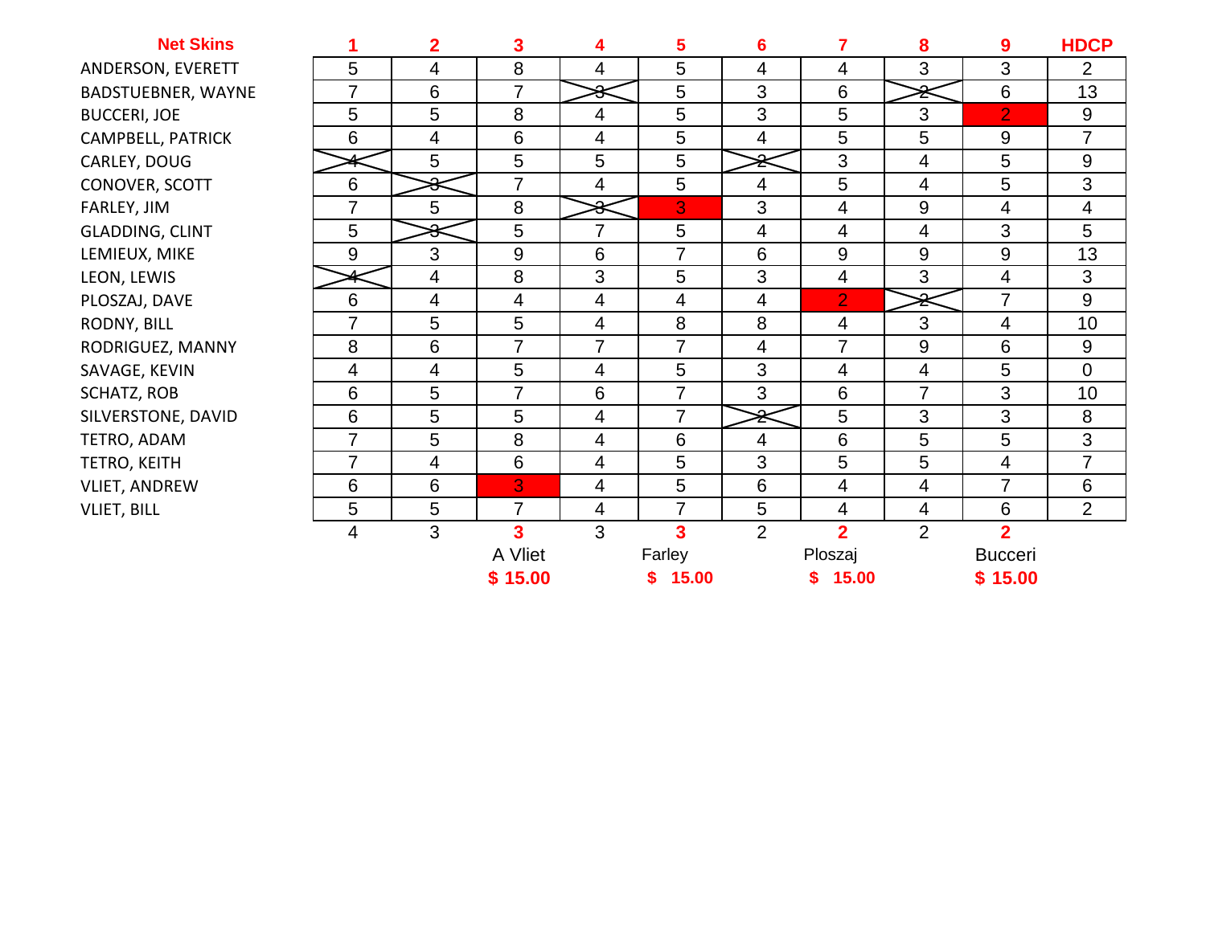| Net Skins | 1 | 2 | 3 | 4 | 5 | 6 | 7 | 8 | 9 | HDCP |
|---|---|---|---|---|---|---|---|---|---|---|
| ANDERSON, EVERETT | 5 | 4 | 8 | 4 | 5 | 4 | 4 | 3 | 3 | 2 |
| BADSTUEBNER, WAYNE | 7 | 6 | 7 | 3 | 5 | 3 | 6 | 2 | 6 | 13 |
| BUCCERI, JOE | 5 | 5 | 8 | 4 | 5 | 3 | 5 | 3 | 2 | 9 |
| CAMPBELL, PATRICK | 6 | 4 | 6 | 4 | 5 | 4 | 5 | 5 | 9 | 7 |
| CARLEY, DOUG | 4 | 5 | 5 | 5 | 5 | 2 | 3 | 4 | 5 | 9 |
| CONOVER, SCOTT | 6 | 3 | 7 | 4 | 5 | 4 | 5 | 4 | 5 | 3 |
| FARLEY, JIM | 7 | 5 | 8 | 3 | 3 | 3 | 4 | 9 | 4 | 4 |
| GLADDING, CLINT | 5 | 3 | 5 | 7 | 5 | 4 | 4 | 4 | 3 | 5 |
| LEMIEUX, MIKE | 9 | 3 | 9 | 6 | 7 | 6 | 9 | 9 | 9 | 13 |
| LEON, LEWIS | 4 | 4 | 8 | 3 | 5 | 3 | 4 | 3 | 4 | 3 |
| PLOSZAJ, DAVE | 6 | 4 | 4 | 4 | 4 | 4 | 2 | 2 | 7 | 9 |
| RODNY, BILL | 7 | 5 | 5 | 4 | 8 | 8 | 4 | 3 | 4 | 10 |
| RODRIGUEZ, MANNY | 8 | 6 | 7 | 7 | 7 | 4 | 7 | 9 | 6 | 9 |
| SAVAGE, KEVIN | 4 | 4 | 5 | 4 | 5 | 3 | 4 | 4 | 5 | 0 |
| SCHATZ, ROB | 6 | 5 | 7 | 6 | 7 | 3 | 6 | 7 | 3 | 10 |
| SILVERSTONE, DAVID | 6 | 5 | 5 | 4 | 7 | 2 | 5 | 3 | 3 | 8 |
| TETRO, ADAM | 7 | 5 | 8 | 4 | 6 | 4 | 6 | 5 | 5 | 3 |
| TETRO, KEITH | 7 | 4 | 6 | 4 | 5 | 3 | 5 | 5 | 4 | 7 |
| VLIET, ANDREW | 6 | 6 | 3 | 4 | 5 | 6 | 4 | 4 | 7 | 6 |
| VLIET, BILL | 5 | 5 | 7 | 4 | 7 | 5 | 4 | 4 | 6 | 2 |
| | 4 | 3 | 3 | 3 | 3 | 2 | 2 | 2 | 2 | |
| | | | A Vliet | | Farley | | Ploszaj | | Bucceri | |
| | | | $ 15.00 | | $ 15.00 | | $ 15.00 | | $ 15.00 | |